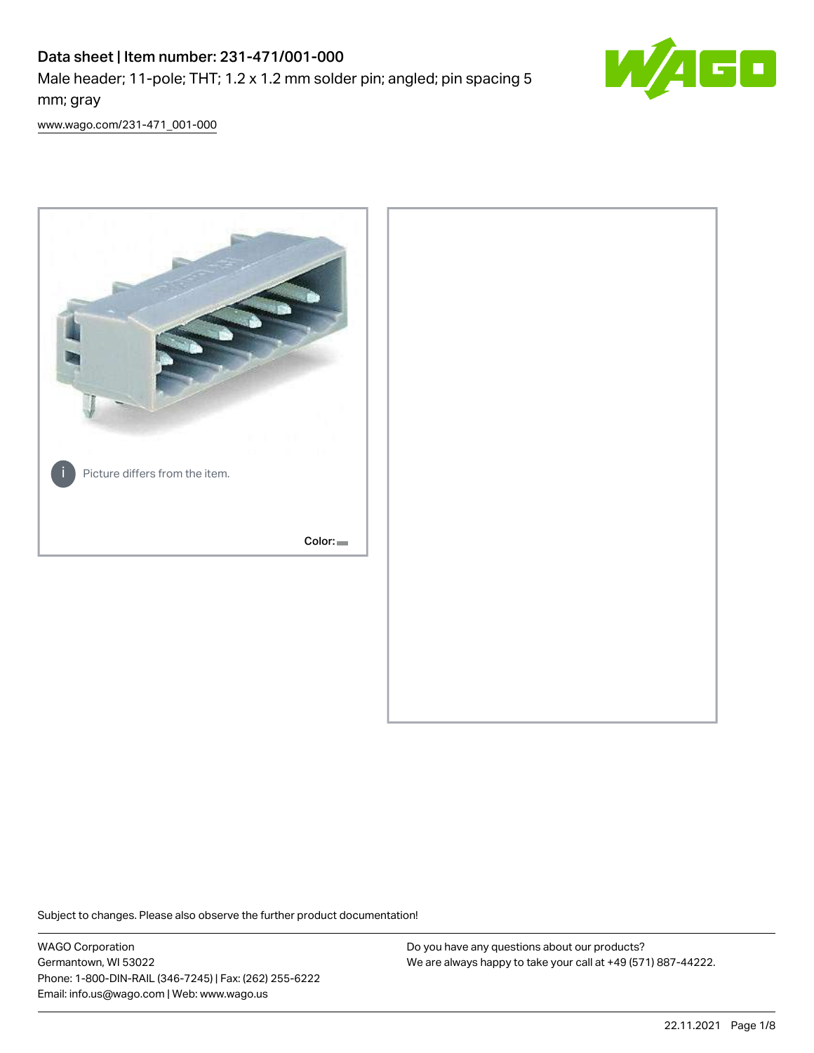# Data sheet | Item number: 231-471/001-000

Male header; 11-pole; THT; 1.2 x 1.2 mm solder pin; angled; pin spacing 5 mm; gray

www.wago.com/231-471_001-000

Picture differs from the item.

Color:

Subject to changes. Please also observe the further product documentation!

WAGO Corporation
Germantown, WI 53022
Phone: 1-800-DIN-RAIL (346-7245) | Fax: (262) 255-6222
Email: info.us@wago.com | Web: www.wago.us

Do you have any questions about our products?
We are always happy to take your call at +49 (571) 887-44222.

22.11.2021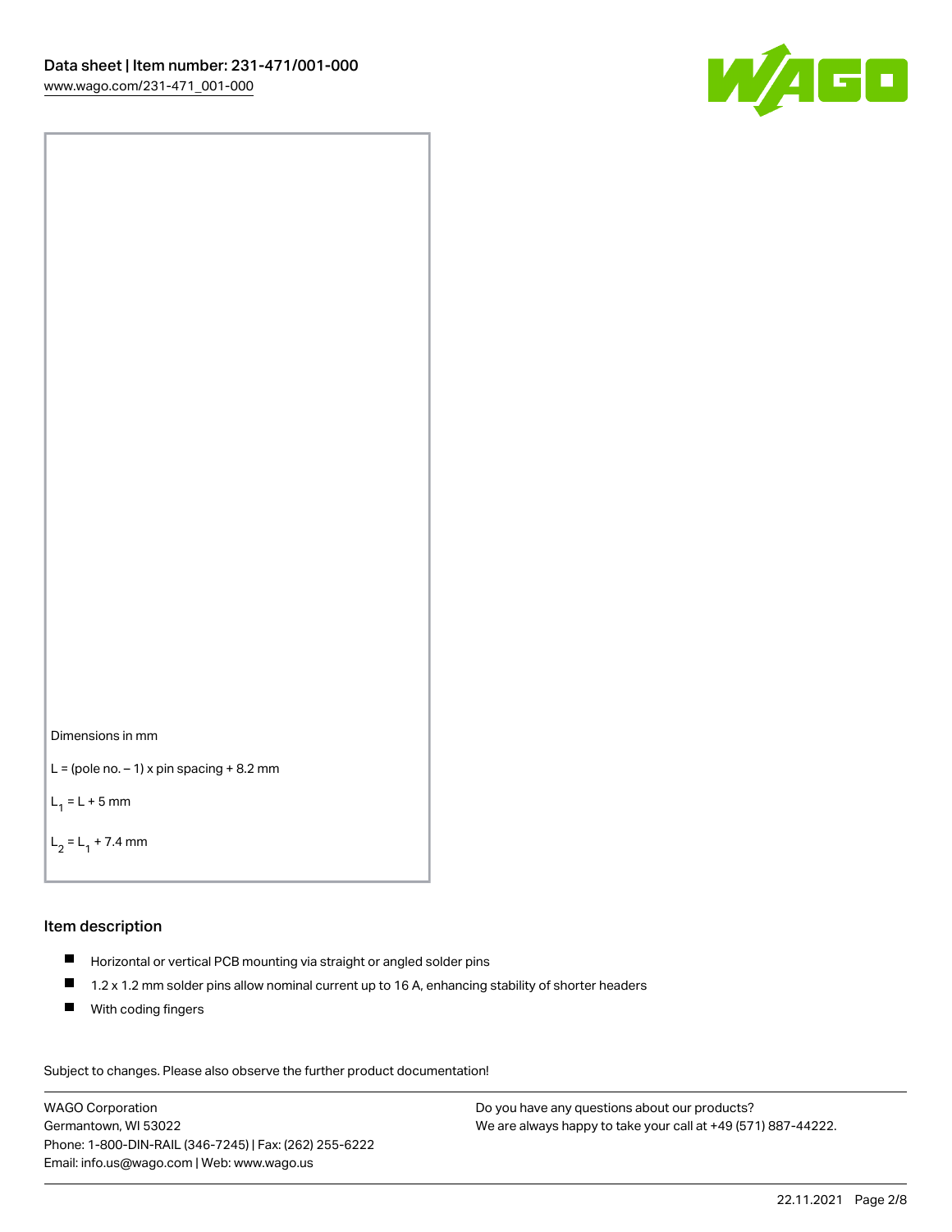Dimensions in mm

L = (pole no. – 1) x pin spacing + 8.2 mm

$L_1$ = L + 5 mm

$L_2$ = $L_1$ + 7.4 mm

## Item description

- Horizontal or vertical PCB mounting via straight or angled solder pins
- 1.2 x 1.2 mm solder pins allow nominal current up to 16 A, enhancing stability of shorter headers
- With coding fingers

Subject to changes. Please also observe the further product documentation!

WAGO Corporation
Germantown, WI 53022
Phone: 1-800-DIN-RAIL (346-7245) | Fax: (262) 255-6222
Email: info.us@wago.com | Web: www.wago.us

Do you have any questions about our products?
We are always happy to take your call at +49 (571) 887-44222.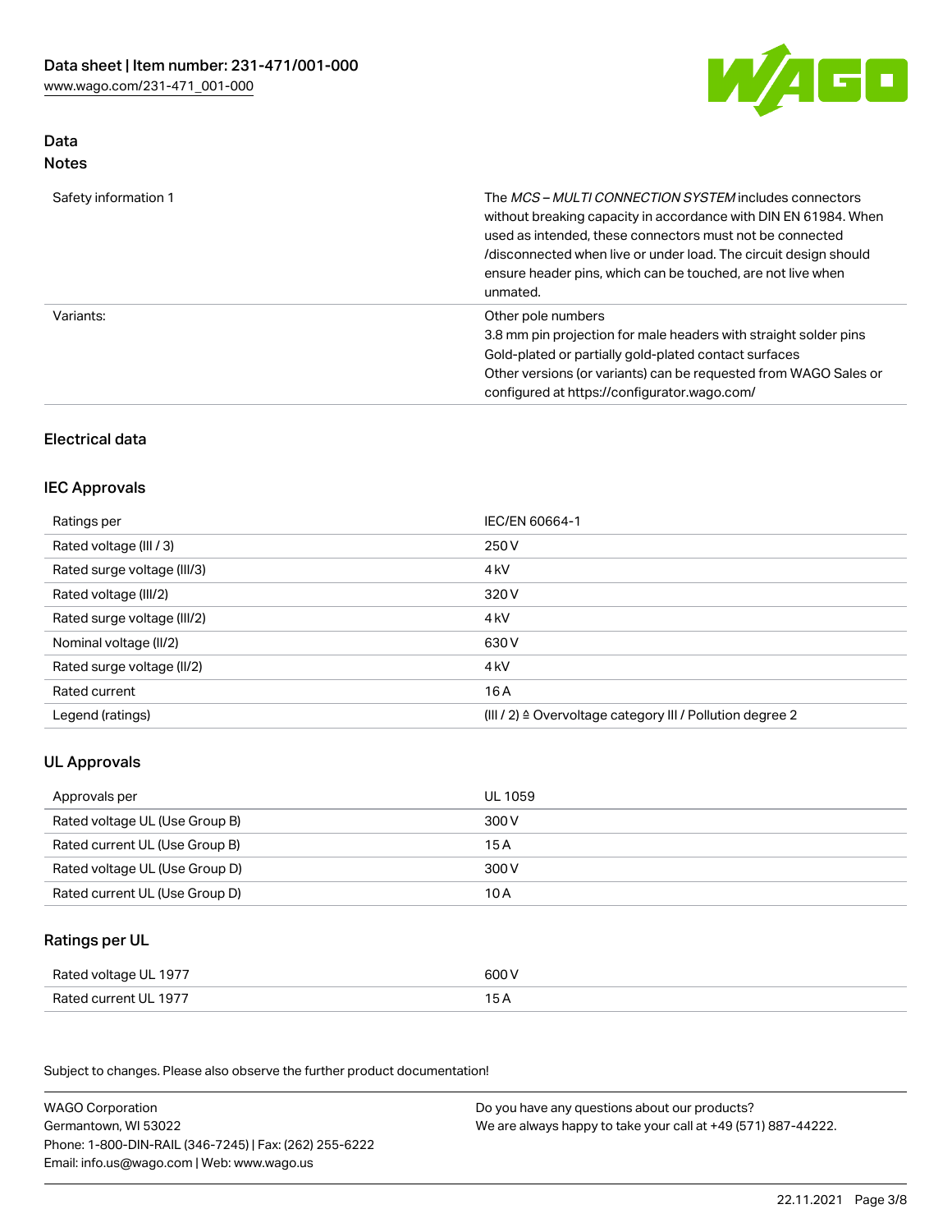## Data
### Notes

| | |
|---|---|
| Safety information 1 | The *MCS – MULTI CONNECTION SYSTEM* includes connectors without breaking capacity in accordance with DIN EN 61984. When used as intended, these connectors must not be connected /disconnected when live or under load. The circuit design should ensure header pins, which can be touched, are not live when unmated. |
| Variants: | Other pole numbers<br>3.8 mm pin projection for male headers with straight solder pins<br>Gold-plated or partially gold-plated contact surfaces<br>Other versions (or variants) can be requested from WAGO Sales or configured at https://configurator.wago.com/ |

## Electrical data

### IEC Approvals

| | |
|---|---|
| Ratings per | IEC/EN 60664-1 |
| Rated voltage (III / 3) | 250 V |
| Rated surge voltage (III/3) | 4 kV |
| Rated voltage (III/2) | 320 V |
| Rated surge voltage (III/2) | 4 kV |
| Nominal voltage (II/2) | 630 V |
| Rated surge voltage (II/2) | 4 kV |
| Rated current | 16 A |
| Legend (ratings) | (III / 2) ≙ Overvoltage category III / Pollution degree 2 |

### UL Approvals

| | |
|---|---|
| Approvals per | UL 1059 |
| Rated voltage UL (Use Group B) | 300 V |
| Rated current UL (Use Group B) | 15 A |
| Rated voltage UL (Use Group D) | 300 V |
| Rated current UL (Use Group D) | 10 A |

### Ratings per UL

| | |
|---|---|
| Rated voltage UL 1977 | 600 V |
| Rated current UL 1977 | 15 A |

Subject to changes. Please also observe the further product documentation!

WAGO Corporation
Germantown, WI 53022
Phone: 1-800-DIN-RAIL (346-7245) | Fax: (262) 255-6222
Email: info.us@wago.com | Web: www.wago.us

Do you have any questions about our products?
We are always happy to take your call at +49 (571) 887-44222.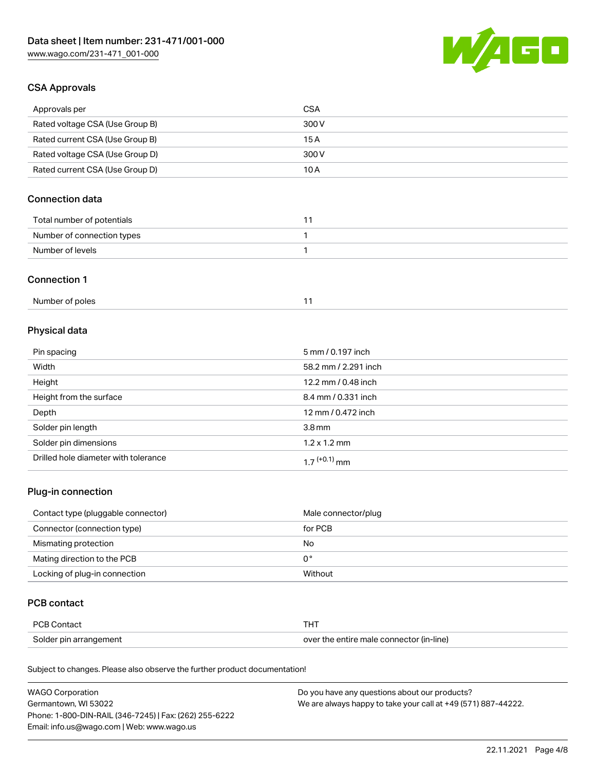## CSA Approvals

| Approvals per | CSA |
| --- | --- |
| Rated voltage CSA (Use Group B) | 300 V |
| Rated current CSA (Use Group B) | 15 A |
| Rated voltage CSA (Use Group D) | 300 V |
| Rated current CSA (Use Group D) | 10 A |

## Connection data

| Total number of potentials | 11 |
| --- | --- |
| Number of connection types | 1 |
| Number of levels | 1 |

## Connection 1

| Number of poles | 11 |
| --- | --- |

## Physical data

| Pin spacing | 5 mm / 0.197 inch |
| --- | --- |
| Width | 58.2 mm / 2.291 inch |
| Height | 12.2 mm / 0.48 inch |
| Height from the surface | 8.4 mm / 0.331 inch |
| Depth | 12 mm / 0.472 inch |
| Solder pin length | 3.8 mm |
| Solder pin dimensions | 1.2 x 1.2 mm |
| Drilled hole diameter with tolerance | $1.7^{(+0.1)}$ mm |

## Plug-in connection

| Contact type (pluggable connector) | Male connector/plug |
| --- | --- |
| Connector (connection type) | for PCB |
| Mismating protection | No |
| Mating direction to the PCB | 0° |
| Locking of plug-in connection | Without |

## PCB contact

| PCB Contact | THT |
| --- | --- |
| Solder pin arrangement | over the entire male connector (in-line) |

Subject to changes. Please also observe the further product documentation!

WAGO Corporation
Germantown, WI 53022
Phone: 1-800-DIN-RAIL (346-7245) | Fax: (262) 255-6222
Email: info.us@wago.com | Web: www.wago.us

Do you have any questions about our products?
We are always happy to take your call at +49 (571) 887-44222.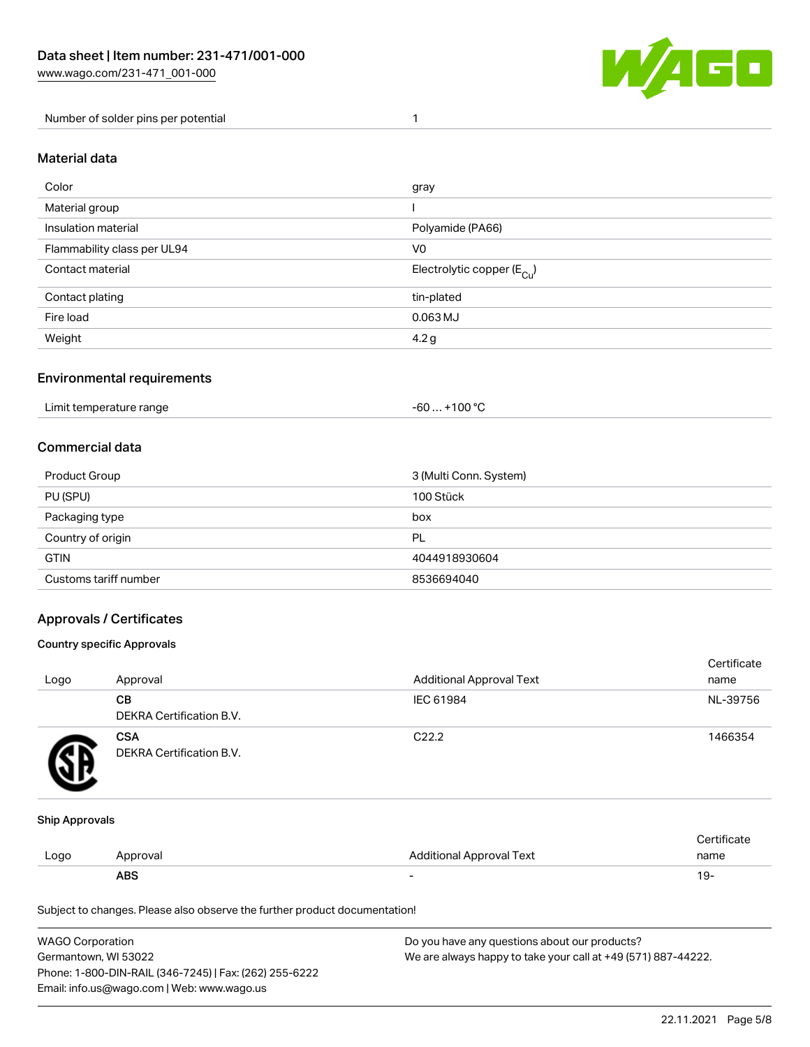| Number of solder pins per potential | 1 |
| --- | --- |

## Material data

| Color | gray |
| --- | --- |
| Material group | I |
| Insulation material | Polyamide (PA66) |
| Flammability class per UL94 | V0 |
| Contact material | Electrolytic copper ($E_{Cu}$) |
| Contact plating | tin-plated |
| Fire load | 0.063 MJ |
| Weight | 4.2 g |

## Environmental requirements

| Limit temperature range | -60 … +100 °C |
| --- | --- |

## Commercial data

| Product Group | 3 (Multi Conn. System) |
| --- | --- |
| PU (SPU) | 100 Stück |
| Packaging type | box |
| Country of origin | PL |
| GTIN | 4044918930604 |
| Customs tariff number | 8536694040 |

## Approvals / Certificates

### Country specific Approvals

| Logo | Approval | Additional Approval Text | Certificate name |
| --- | --- | --- | --- |
| | **CB** DEKRA Certification B.V. | IEC 61984 | NL-39756 |
| | **CSA** DEKRA Certification B.V. | C22.2 | 1466354 |

### Ship Approvals

| Logo | Approval | Additional Approval Text | Certificate name |
| --- | --- | --- | --- |
| | **ABS** | - | 19- |

Subject to changes. Please also observe the further product documentation!

WAGO Corporation
Germantown, WI 53022
Phone: 1-800-DIN-RAIL (346-7245) | Fax: (262) 255-6222
Email: info.us@wago.com | Web: www.wago.us

Do you have any questions about our products?
We are always happy to take your call at +49 (571) 887-44222.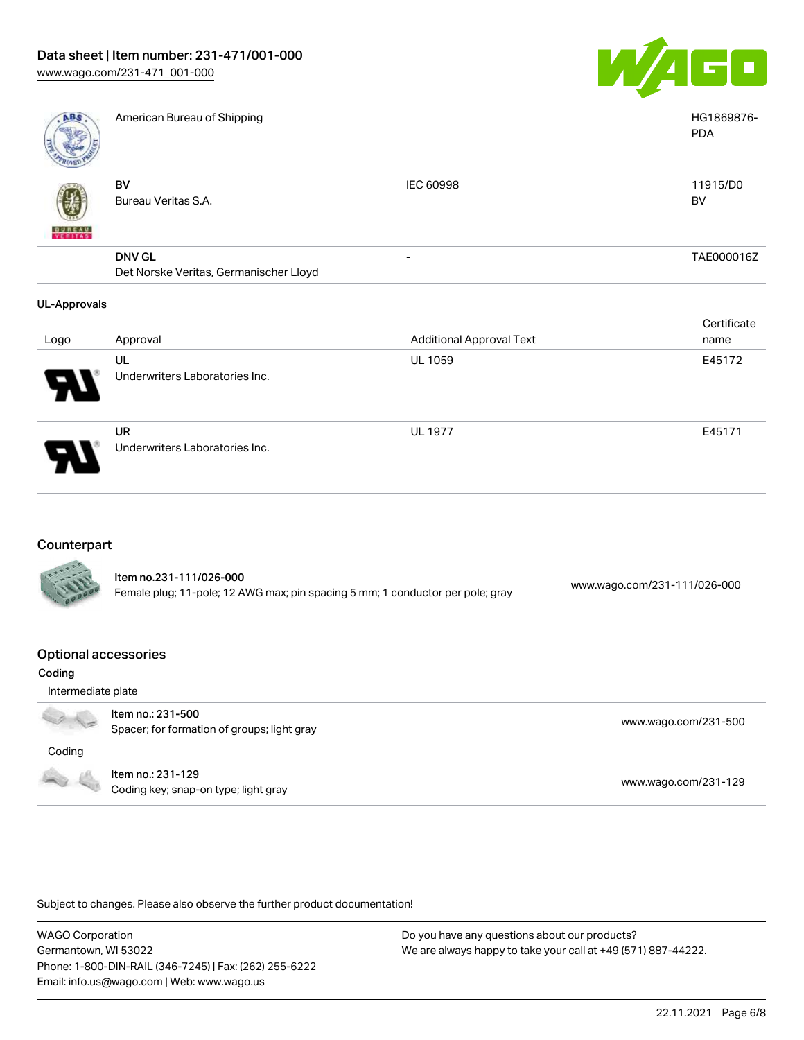| Logo | Approval | Additional Approval Text | Certificate name |
| --- | --- | --- | --- |
| | American Bureau of Shipping | | HG1869876-PDA |
| | BV<br>Bureau Veritas S.A. | IEC 60998 | 11915/D0 BV |
| | DNV GL<br>Det Norske Veritas, Germanischer Lloyd | - | TAE000016Z |

**UL-Approvals**

| Logo | Approval | Additional Approval Text | Certificate name |
| --- | --- | --- | --- |
| | UL<br>Underwriters Laboratories Inc. | UL 1059 | E45172 |
| | UR<br>Underwriters Laboratories Inc. | UL 1977 | E45171 |

## Counterpart

| | | |
| --- | --- | --- |
| | **Item no.231-111/026-000**<br>Female plug; 11-pole; 12 AWG max; pin spacing 5 mm; 1 conductor per pole; gray | www.wago.com/231-111/026-000 |

## Optional accessories

**Coding**

| | | |
| --- | --- | --- |
| Intermediate plate | | |
| | **Item no.: 231-500**<br>Spacer; for formation of groups; light gray | www.wago.com/231-500 |
| Coding | | |
| | **Item no.: 231-129**<br>Coding key; snap-on type; light gray | www.wago.com/231-129 |

Subject to changes. Please also observe the further product documentation!

WAGO Corporation
Germantown, WI 53022
Phone: 1-800-DIN-RAIL (346-7245) | Fax: (262) 255-6222
Email: info.us@wago.com | Web: www.wago.us

Do you have any questions about our products?
We are always happy to take your call at +49 (571) 887-44222.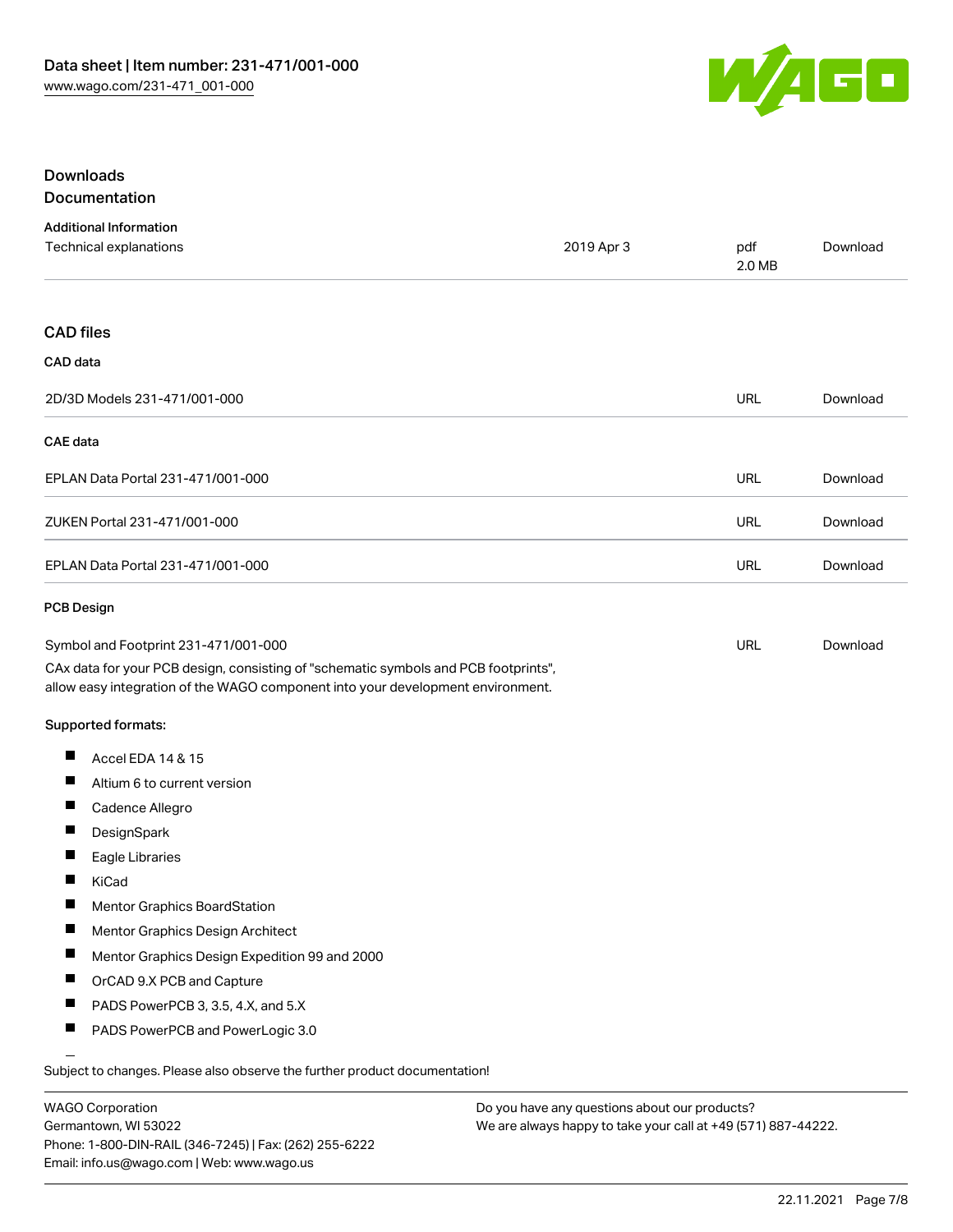## Downloads

### Documentation

**Additional Information**

| Technical explanations | 2019 Apr 3 | pdf 2.0 MB | Download |
| --- | --- | --- | --- |

### CAD files

**CAD data**

| 2D/3D Models 231-471/001-000 | URL | Download |
| --- | --- | --- |

**CAE data**

| EPLAN Data Portal 231-471/001-000 | URL | Download |
| --- | --- | --- |
| ZUKEN Portal 231-471/001-000 | URL | Download |
| EPLAN Data Portal 231-471/001-000 | URL | Download |

**PCB Design**

| Symbol and Footprint 231-471/001-000 | URL | Download |
| --- | --- | --- |

CAx data for your PCB design, consisting of "schematic symbols and PCB footprints", allow easy integration of the WAGO component into your development environment.

**Supported formats:**

- Accel EDA 14 & 15
- Altium 6 to current version
- Cadence Allegro
- DesignSpark
- Eagle Libraries
- KiCad
- Mentor Graphics BoardStation
- Mentor Graphics Design Architect
- Mentor Graphics Design Expedition 99 and 2000
- OrCAD 9.X PCB and Capture
- PADS PowerPCB 3, 3.5, 4.X, and 5.X
- PADS PowerPCB and PowerLogic 3.0

Subject to changes. Please also observe the further product documentation!

WAGO Corporation
Germantown, WI 53022
Phone: 1-800-DIN-RAIL (346-7245) | Fax: (262) 255-6222
Email: info.us@wago.com | Web: www.wago.us

Do you have any questions about our products?
We are always happy to take your call at +49 (571) 887-44222.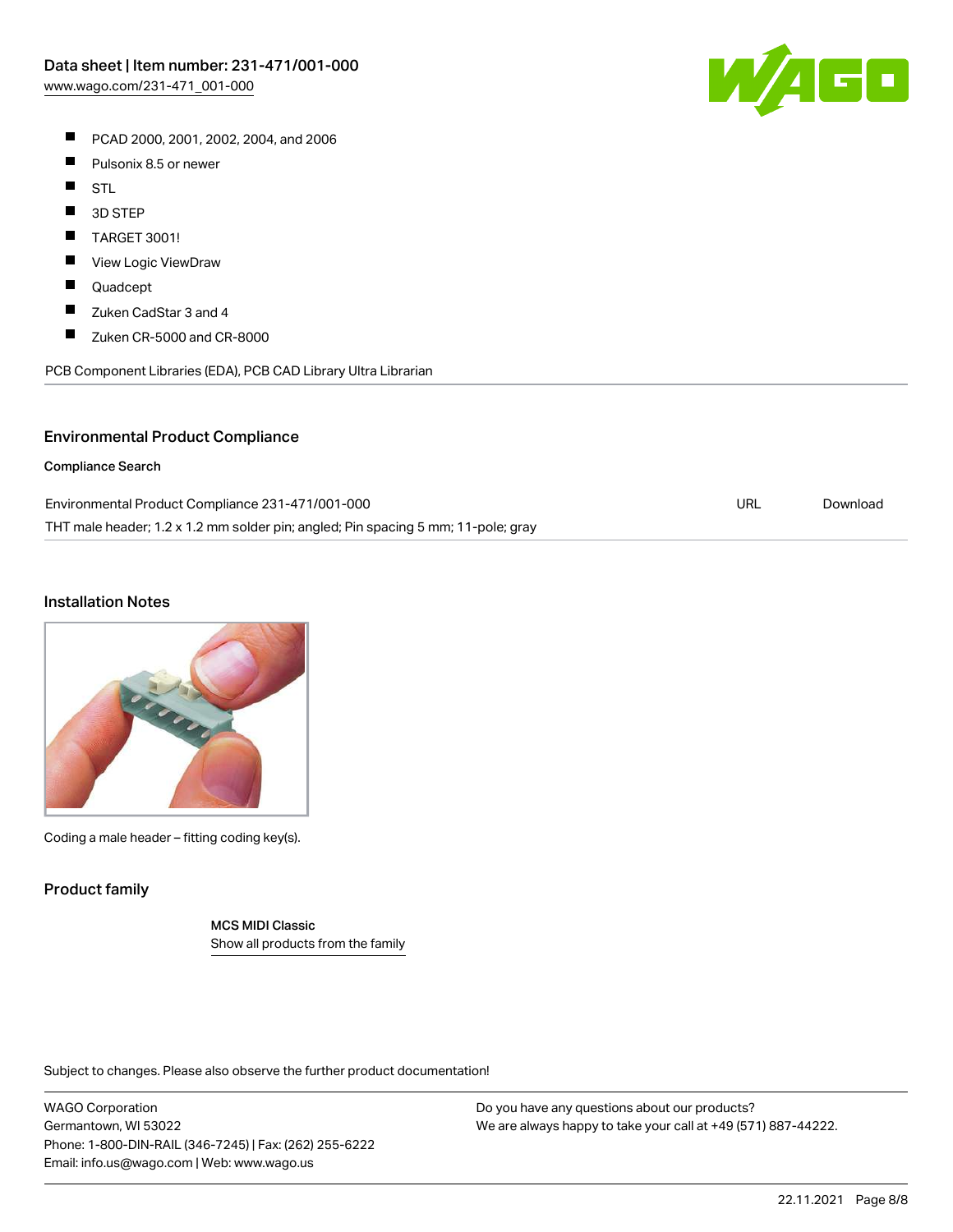- PCAD 2000, 2001, 2002, 2004, and 2006
- Pulsonix 8.5 or newer
- STL
- 3D STEP
- TARGET 3001!
- View Logic ViewDraw
- Quadcept
- Zuken CadStar 3 and 4
- Zuken CR-5000 and CR-8000

PCB Component Libraries (EDA), PCB CAD Library Ultra Librarian

## Environmental Product Compliance

**Compliance Search**

| | | |
|---|---|---|
| Environmental Product Compliance 231-471/001-000 | URL | Download |
| THT male header; 1.2 x 1.2 mm solder pin; angled; Pin spacing 5 mm; 11-pole; gray | | |

## Installation Notes

Coding a male header – fitting coding key(s).

## Product family

MCS MIDI Classic
Show all products from the family

Subject to changes. Please also observe the further product documentation!

WAGO Corporation
Germantown, WI 53022
Phone: 1-800-DIN-RAIL (346-7245) | Fax: (262) 255-6222
Email: info.us@wago.com | Web: www.wago.us

Do you have any questions about our products?
We are always happy to take your call at +49 (571) 887-44222.